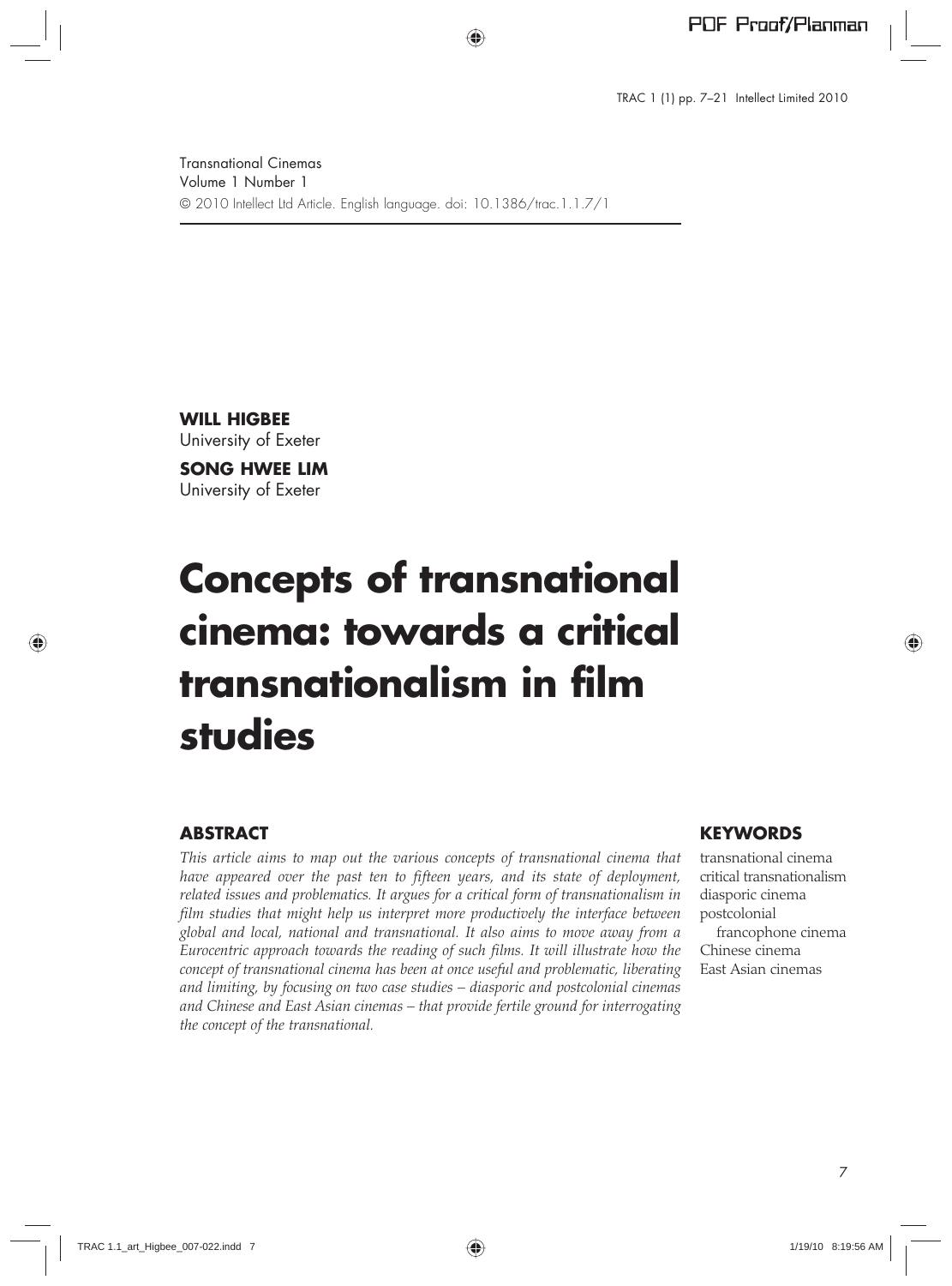Transnational Cinemas
Volume 1 Number 1
© 2010 Intellect Ltd Article. English language. doi: 10.1386/trac.1.1.7/1

**WILL HIGBEE**
University of Exeter

**SONG HWEE LIM**
University of Exeter

# Concepts of transnational cinema: towards a critical transnationalism in film studies

## ABSTRACT

*This article aims to map out the various concepts of transnational cinema that have appeared over the past ten to fifteen years, and its state of deployment, related issues and problematics. It argues for a critical form of transnationalism in film studies that might help us interpret more productively the interface between global and local, national and transnational. It also aims to move away from a Eurocentric approach towards the reading of such films. It will illustrate how the concept of transnational cinema has been at once useful and problematic, liberating and limiting, by focusing on two case studies – diasporic and postcolonial cinemas and Chinese and East Asian cinemas – that provide fertile ground for interrogating the concept of the transnational.*

## KEYWORDS

transnational cinema
critical transnationalism
diasporic cinema
postcolonial francophone cinema
Chinese cinema
East Asian cinemas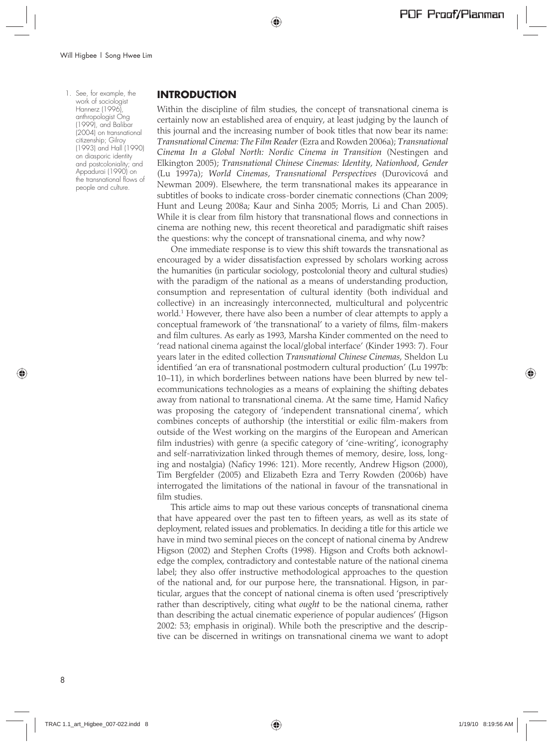## INTRODUCTION

Within the discipline of film studies, the concept of transnational cinema is certainly now an established area of enquiry, at least judging by the launch of this journal and the increasing number of book titles that now bear its name: *Transnational Cinema: The Film Reader* (Ezra and Rowden 2006a); *Transnational Cinema In a Global North: Nordic Cinema in Transition* (Nestingen and Elkington 2005); *Transnational Chinese Cinemas: Identity, Nationhood, Gender* (Lu 1997a); *World Cinemas, Transnational Perspectives* (Durovicová and Newman 2009). Elsewhere, the term transnational makes its appearance in subtitles of books to indicate cross-border cinematic connections (Chan 2009; Hunt and Leung 2008a; Kaur and Sinha 2005; Morris, Li and Chan 2005). While it is clear from film history that transnational flows and connections in cinema are nothing new, this recent theoretical and paradigmatic shift raises the questions: why the concept of transnational cinema, and why now?

One immediate response is to view this shift towards the transnational as encouraged by a wider dissatisfaction expressed by scholars working across the humanities (in particular sociology, postcolonial theory and cultural studies) with the paradigm of the national as a means of understanding production, consumption and representation of cultural identity (both individual and collective) in an increasingly interconnected, multicultural and polycentric world.[1] However, there have also been a number of clear attempts to apply a conceptual framework of 'the transnational' to a variety of films, film-makers and film cultures. As early as 1993, Marsha Kinder commented on the need to 'read national cinema against the local/global interface' (Kinder 1993: 7). Four years later in the edited collection *Transnational Chinese Cinemas*, Sheldon Lu identified 'an era of transnational postmodern cultural production' (Lu 1997b: 10–11), in which borderlines between nations have been blurred by new telecommunications technologies as a means of explaining the shifting debates away from national to transnational cinema. At the same time, Hamid Naficy was proposing the category of 'independent transnational cinema', which combines concepts of authorship (the interstitial or exilic film-makers from outside of the West working on the margins of the European and American film industries) with genre (a specific category of 'cine-writing', iconography and self-narrativization linked through themes of memory, desire, loss, longing and nostalgia) (Naficy 1996: 121). More recently, Andrew Higson (2000), Tim Bergfelder (2005) and Elizabeth Ezra and Terry Rowden (2006b) have interrogated the limitations of the national in favour of the transnational in film studies.

This article aims to map out these various concepts of transnational cinema that have appeared over the past ten to fifteen years, as well as its state of deployment, related issues and problematics. In deciding a title for this article we have in mind two seminal pieces on the concept of national cinema by Andrew Higson (2002) and Stephen Crofts (1998). Higson and Crofts both acknowledge the complex, contradictory and contestable nature of the national cinema label; they also offer instructive methodological approaches to the question of the national and, for our purpose here, the transnational. Higson, in particular, argues that the concept of national cinema is often used 'prescriptively rather than descriptively, citing what *ought* to be the national cinema, rather than describing the actual cinematic experience of popular audiences' (Higson 2002: 53; emphasis in original). While both the prescriptive and the descriptive can be discerned in writings on transnational cinema we want to adopt

1. See, for example, the work of sociologist Hannerz (1996), anthropologist Ong (1999), and Balibar (2004) on transnational citizenship; Gilroy (1993) and Hall (1990) on diasporic identity and postcoloniality; and Appadurai (1990) on the transnational flows of people and culture.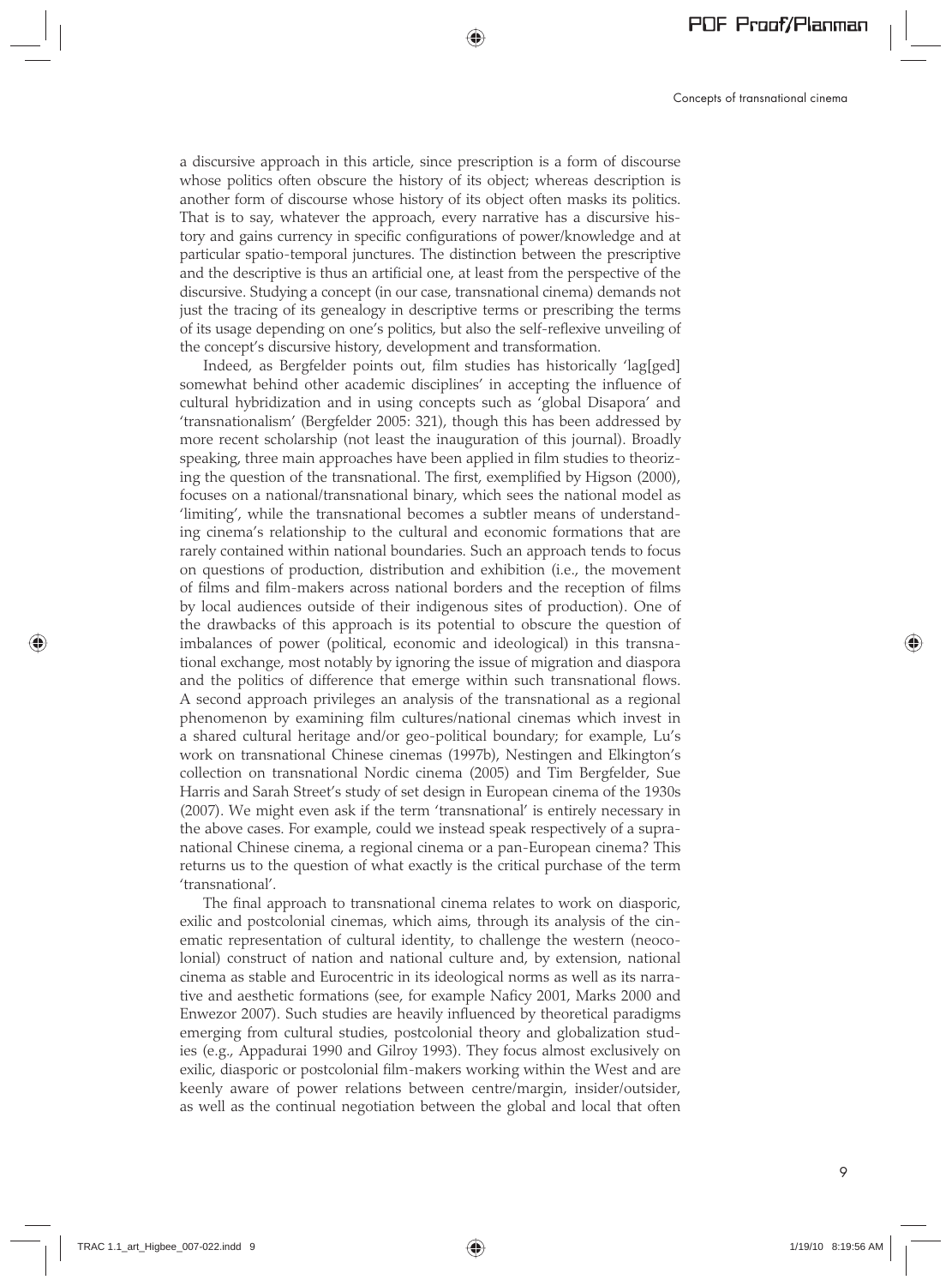a discursive approach in this article, since prescription is a form of discourse whose politics often obscure the history of its object; whereas description is another form of discourse whose history of its object often masks its politics. That is to say, whatever the approach, every narrative has a discursive history and gains currency in specific configurations of power/knowledge and at particular spatio-temporal junctures. The distinction between the prescriptive and the descriptive is thus an artificial one, at least from the perspective of the discursive. Studying a concept (in our case, transnational cinema) demands not just the tracing of its genealogy in descriptive terms or prescribing the terms of its usage depending on one's politics, but also the self-reflexive unveiling of the concept's discursive history, development and transformation.

Indeed, as Bergfelder points out, film studies has historically 'lag[ged] somewhat behind other academic disciplines' in accepting the influence of cultural hybridization and in using concepts such as 'global Disapora' and 'transnationalism' (Bergfelder 2005: 321), though this has been addressed by more recent scholarship (not least the inauguration of this journal). Broadly speaking, three main approaches have been applied in film studies to theorizing the question of the transnational. The first, exemplified by Higson (2000), focuses on a national/transnational binary, which sees the national model as 'limiting', while the transnational becomes a subtler means of understanding cinema's relationship to the cultural and economic formations that are rarely contained within national boundaries. Such an approach tends to focus on questions of production, distribution and exhibition (i.e., the movement of films and film-makers across national borders and the reception of films by local audiences outside of their indigenous sites of production). One of the drawbacks of this approach is its potential to obscure the question of imbalances of power (political, economic and ideological) in this transnational exchange, most notably by ignoring the issue of migration and diaspora and the politics of difference that emerge within such transnational flows. A second approach privileges an analysis of the transnational as a regional phenomenon by examining film cultures/national cinemas which invest in a shared cultural heritage and/or geo-political boundary; for example, Lu's work on transnational Chinese cinemas (1997b), Nestingen and Elkington's collection on transnational Nordic cinema (2005) and Tim Bergfelder, Sue Harris and Sarah Street's study of set design in European cinema of the 1930s (2007). We might even ask if the term 'transnational' is entirely necessary in the above cases. For example, could we instead speak respectively of a supranational Chinese cinema, a regional cinema or a pan-European cinema? This returns us to the question of what exactly is the critical purchase of the term 'transnational'.

The final approach to transnational cinema relates to work on diasporic, exilic and postcolonial cinemas, which aims, through its analysis of the cinematic representation of cultural identity, to challenge the western (neocolonial) construct of nation and national culture and, by extension, national cinema as stable and Eurocentric in its ideological norms as well as its narrative and aesthetic formations (see, for example Naficy 2001, Marks 2000 and Enwezor 2007). Such studies are heavily influenced by theoretical paradigms emerging from cultural studies, postcolonial theory and globalization studies (e.g., Appadurai 1990 and Gilroy 1993). They focus almost exclusively on exilic, diasporic or postcolonial film-makers working within the West and are keenly aware of power relations between centre/margin, insider/outsider, as well as the continual negotiation between the global and local that often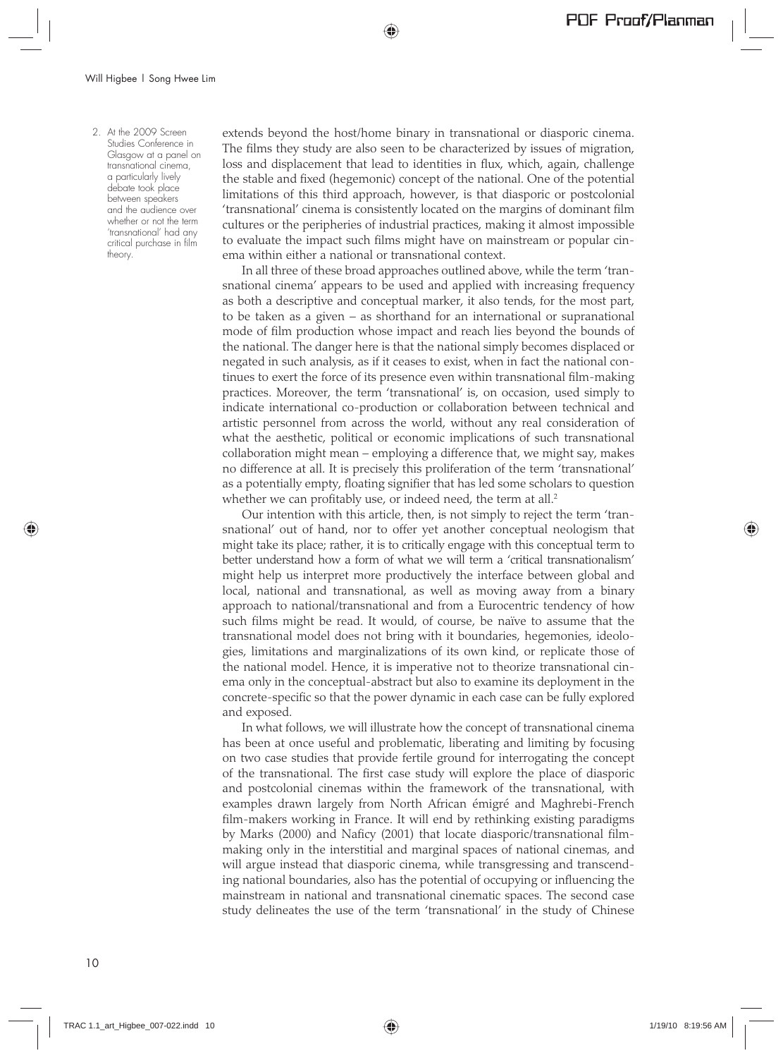extends beyond the host/home binary in transnational or diasporic cinema. The films they study are also seen to be characterized by issues of migration, loss and displacement that lead to identities in flux, which, again, challenge the stable and fixed (hegemonic) concept of the national. One of the potential limitations of this third approach, however, is that diasporic or postcolonial 'transnational' cinema is consistently located on the margins of dominant film cultures or the peripheries of industrial practices, making it almost impossible to evaluate the impact such films might have on mainstream or popular cinema within either a national or transnational context.

In all three of these broad approaches outlined above, while the term 'transnational cinema' appears to be used and applied with increasing frequency as both a descriptive and conceptual marker, it also tends, for the most part, to be taken as a given – as shorthand for an international or supranational mode of film production whose impact and reach lies beyond the bounds of the national. The danger here is that the national simply becomes displaced or negated in such analysis, as if it ceases to exist, when in fact the national continues to exert the force of its presence even within transnational film-making practices. Moreover, the term 'transnational' is, on occasion, used simply to indicate international co-production or collaboration between technical and artistic personnel from across the world, without any real consideration of what the aesthetic, political or economic implications of such transnational collaboration might mean – employing a difference that, we might say, makes no difference at all. It is precisely this proliferation of the term 'transnational' as a potentially empty, floating signifier that has led some scholars to question whether we can profitably use, or indeed need, the term at all.[2]

Our intention with this article, then, is not simply to reject the term 'transnational' out of hand, nor to offer yet another conceptual neologism that might take its place; rather, it is to critically engage with this conceptual term to better understand how a form of what we will term a 'critical transnationalism' might help us interpret more productively the interface between global and local, national and transnational, as well as moving away from a binary approach to national/transnational and from a Eurocentric tendency of how such films might be read. It would, of course, be naïve to assume that the transnational model does not bring with it boundaries, hegemonies, ideologies, limitations and marginalizations of its own kind, or replicate those of the national model. Hence, it is imperative not to theorize transnational cinema only in the conceptual-abstract but also to examine its deployment in the concrete-specific so that the power dynamic in each case can be fully explored and exposed.

In what follows, we will illustrate how the concept of transnational cinema has been at once useful and problematic, liberating and limiting by focusing on two case studies that provide fertile ground for interrogating the concept of the transnational. The first case study will explore the place of diasporic and postcolonial cinemas within the framework of the transnational, with examples drawn largely from North African émigré and Maghrebi-French film-makers working in France. It will end by rethinking existing paradigms by Marks (2000) and Naficy (2001) that locate diasporic/transnational film-making only in the interstitial and marginal spaces of national cinemas, and will argue instead that diasporic cinema, while transgressing and transcending national boundaries, also has the potential of occupying or influencing the mainstream in national and transnational cinematic spaces. The second case study delineates the use of the term 'transnational' in the study of Chinese

2. At the 2009 Screen Studies Conference in Glasgow at a panel on transnational cinema, a particularly lively debate took place between speakers and the audience over whether or not the term 'transnational' had any critical purchase in film theory.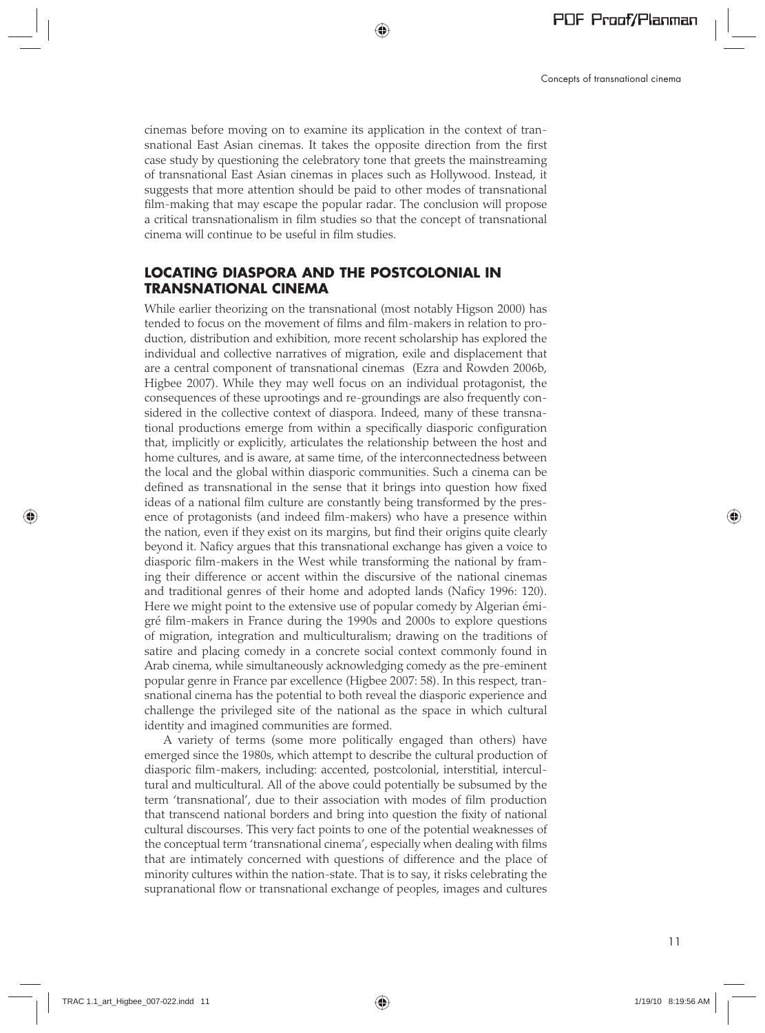cinemas before moving on to examine its application in the context of transnational East Asian cinemas. It takes the opposite direction from the first case study by questioning the celebratory tone that greets the mainstreaming of transnational East Asian cinemas in places such as Hollywood. Instead, it suggests that more attention should be paid to other modes of transnational film-making that may escape the popular radar. The conclusion will propose a critical transnationalism in film studies so that the concept of transnational cinema will continue to be useful in film studies.

## LOCATING DIASPORA AND THE POSTCOLONIAL IN TRANSNATIONAL CINEMA

While earlier theorizing on the transnational (most notably Higson 2000) has tended to focus on the movement of films and film-makers in relation to production, distribution and exhibition, more recent scholarship has explored the individual and collective narratives of migration, exile and displacement that are a central component of transnational cinemas (Ezra and Rowden 2006b, Higbee 2007). While they may well focus on an individual protagonist, the consequences of these uprootings and re-groundings are also frequently considered in the collective context of diaspora. Indeed, many of these transnational productions emerge from within a specifically diasporic configuration that, implicitly or explicitly, articulates the relationship between the host and home cultures, and is aware, at same time, of the interconnectedness between the local and the global within diasporic communities. Such a cinema can be defined as transnational in the sense that it brings into question how fixed ideas of a national film culture are constantly being transformed by the presence of protagonists (and indeed film-makers) who have a presence within the nation, even if they exist on its margins, but find their origins quite clearly beyond it. Naficy argues that this transnational exchange has given a voice to diasporic film-makers in the West while transforming the national by framing their difference or accent within the discursive of the national cinemas and traditional genres of their home and adopted lands (Naficy 1996: 120). Here we might point to the extensive use of popular comedy by Algerian émigré film-makers in France during the 1990s and 2000s to explore questions of migration, integration and multiculturalism; drawing on the traditions of satire and placing comedy in a concrete social context commonly found in Arab cinema, while simultaneously acknowledging comedy as the pre-eminent popular genre in France par excellence (Higbee 2007: 58). In this respect, transnational cinema has the potential to both reveal the diasporic experience and challenge the privileged site of the national as the space in which cultural identity and imagined communities are formed.

A variety of terms (some more politically engaged than others) have emerged since the 1980s, which attempt to describe the cultural production of diasporic film-makers, including: accented, postcolonial, interstitial, intercultural and multicultural. All of the above could potentially be subsumed by the term 'transnational', due to their association with modes of film production that transcend national borders and bring into question the fixity of national cultural discourses. This very fact points to one of the potential weaknesses of the conceptual term 'transnational cinema', especially when dealing with films that are intimately concerned with questions of difference and the place of minority cultures within the nation-state. That is to say, it risks celebrating the supranational flow or transnational exchange of peoples, images and cultures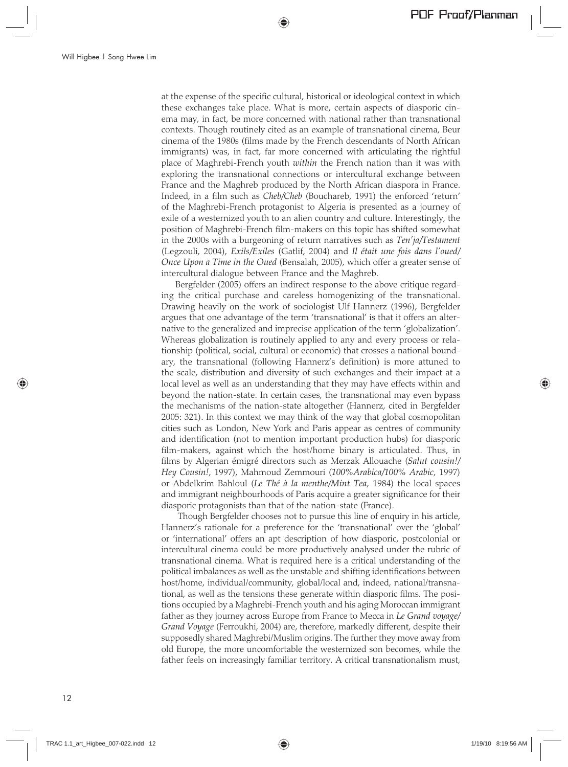at the expense of the specific cultural, historical or ideological context in which these exchanges take place. What is more, certain aspects of diasporic cinema may, in fact, be more concerned with national rather than transnational contexts. Though routinely cited as an example of transnational cinema, Beur cinema of the 1980s (films made by the French descendants of North African immigrants) was, in fact, far more concerned with articulating the rightful place of Maghrebi-French youth *within* the French nation than it was with exploring the transnational connections or intercultural exchange between France and the Maghreb produced by the North African diaspora in France. Indeed, in a film such as *Cheb/Cheb* (Bouchareb, 1991) the enforced 'return' of the Maghrebi-French protagonist to Algeria is presented as a journey of exile of a westernized youth to an alien country and culture. Interestingly, the position of Maghrebi-French film-makers on this topic has shifted somewhat in the 2000s with a burgeoning of return narratives such as *Ten'ja/Testament* (Legzouli, 2004), *Exils/Exiles* (Gatlif, 2004) and *Il était une fois dans l'oued/Once Upon a Time in the Oued* (Bensalah, 2005), which offer a greater sense of intercultural dialogue between France and the Maghreb.

Bergfelder (2005) offers an indirect response to the above critique regarding the critical purchase and careless homogenizing of the transnational. Drawing heavily on the work of sociologist Ulf Hannerz (1996), Bergfelder argues that one advantage of the term 'transnational' is that it offers an alternative to the generalized and imprecise application of the term 'globalization'. Whereas globalization is routinely applied to any and every process or relationship (political, social, cultural or economic) that crosses a national boundary, the transnational (following Hannerz's definition) is more attuned to the scale, distribution and diversity of such exchanges and their impact at a local level as well as an understanding that they may have effects within and beyond the nation-state. In certain cases, the transnational may even bypass the mechanisms of the nation-state altogether (Hannerz, cited in Bergfelder 2005: 321). In this context we may think of the way that global cosmopolitan cities such as London, New York and Paris appear as centres of community and identification (not to mention important production hubs) for diasporic film-makers, against which the host/home binary is articulated. Thus, in films by Algerian émigré directors such as Merzak Allouache (*Salut cousin!/Hey Cousin!*, 1997), Mahmoud Zemmouri (*100%Arabica/100% Arabic*, 1997) or Abdelkrim Bahloul (*Le Thé à la menthe/Mint Tea*, 1984) the local spaces and immigrant neighbourhoods of Paris acquire a greater significance for their diasporic protagonists than that of the nation-state (France).

Though Bergfelder chooses not to pursue this line of enquiry in his article, Hannerz's rationale for a preference for the 'transnational' over the 'global' or 'international' offers an apt description of how diasporic, postcolonial or intercultural cinema could be more productively analysed under the rubric of transnational cinema. What is required here is a critical understanding of the political imbalances as well as the unstable and shifting identifications between host/home, individual/community, global/local and, indeed, national/transnational, as well as the tensions these generate within diasporic films. The positions occupied by a Maghrebi-French youth and his aging Moroccan immigrant father as they journey across Europe from France to Mecca in *Le Grand voyage/Grand Voyage* (Ferroukhi, 2004) are, therefore, markedly different, despite their supposedly shared Maghrebi/Muslim origins. The further they move away from old Europe, the more uncomfortable the westernized son becomes, while the father feels on increasingly familiar territory. A critical transnationalism must,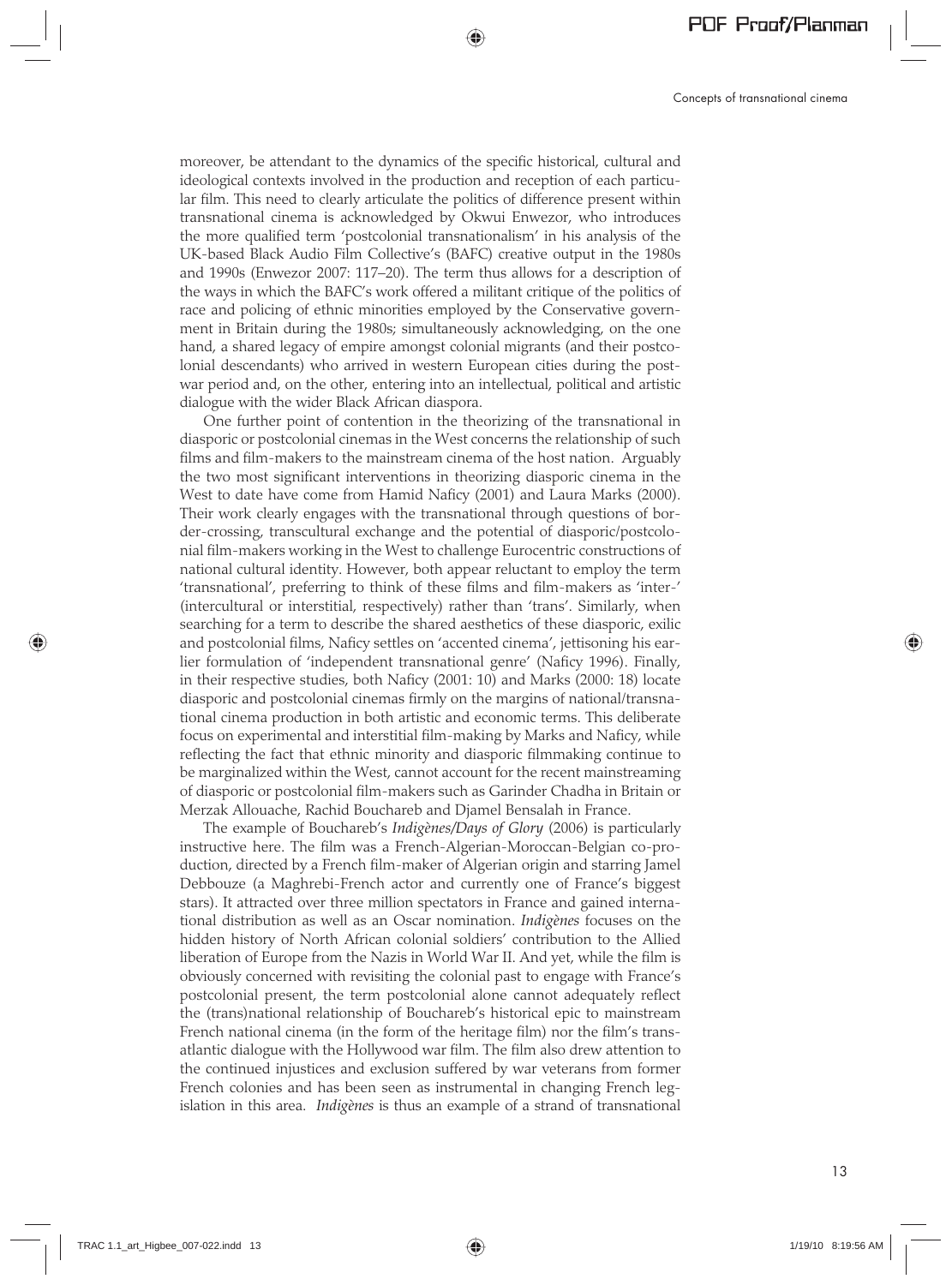moreover, be attendant to the dynamics of the specific historical, cultural and ideological contexts involved in the production and reception of each particular film. This need to clearly articulate the politics of difference present within transnational cinema is acknowledged by Okwui Enwezor, who introduces the more qualified term 'postcolonial transnationalism' in his analysis of the UK-based Black Audio Film Collective's (BAFC) creative output in the 1980s and 1990s (Enwezor 2007: 117–20). The term thus allows for a description of the ways in which the BAFC's work offered a militant critique of the politics of race and policing of ethnic minorities employed by the Conservative government in Britain during the 1980s; simultaneously acknowledging, on the one hand, a shared legacy of empire amongst colonial migrants (and their postcolonial descendants) who arrived in western European cities during the post-war period and, on the other, entering into an intellectual, political and artistic dialogue with the wider Black African diaspora.

One further point of contention in the theorizing of the transnational in diasporic or postcolonial cinemas in the West concerns the relationship of such films and film-makers to the mainstream cinema of the host nation. Arguably the two most significant interventions in theorizing diasporic cinema in the West to date have come from Hamid Naficy (2001) and Laura Marks (2000). Their work clearly engages with the transnational through questions of border-crossing, transcultural exchange and the potential of diasporic/postcolonial film-makers working in the West to challenge Eurocentric constructions of national cultural identity. However, both appear reluctant to employ the term 'transnational', preferring to think of these films and film-makers as 'inter-' (intercultural or interstitial, respectively) rather than 'trans'. Similarly, when searching for a term to describe the shared aesthetics of these diasporic, exilic and postcolonial films, Naficy settles on 'accented cinema', jettisoning his earlier formulation of 'independent transnational genre' (Naficy 1996). Finally, in their respective studies, both Naficy (2001: 10) and Marks (2000: 18) locate diasporic and postcolonial cinemas firmly on the margins of national/transnational cinema production in both artistic and economic terms. This deliberate focus on experimental and interstitial film-making by Marks and Naficy, while reflecting the fact that ethnic minority and diasporic filmmaking continue to be marginalized within the West, cannot account for the recent mainstreaming of diasporic or postcolonial film-makers such as Garinder Chadha in Britain or Merzak Allouache, Rachid Bouchareb and Djamel Bensalah in France.

The example of Bouchareb's *Indigènes/Days of Glory* (2006) is particularly instructive here. The film was a French-Algerian-Moroccan-Belgian co-production, directed by a French film-maker of Algerian origin and starring Jamel Debbouze (a Maghrebi-French actor and currently one of France's biggest stars). It attracted over three million spectators in France and gained international distribution as well as an Oscar nomination. *Indigènes* focuses on the hidden history of North African colonial soldiers' contribution to the Allied liberation of Europe from the Nazis in World War II. And yet, while the film is obviously concerned with revisiting the colonial past to engage with France's postcolonial present, the term postcolonial alone cannot adequately reflect the (trans)national relationship of Bouchareb's historical epic to mainstream French national cinema (in the form of the heritage film) nor the film's transatlantic dialogue with the Hollywood war film. The film also drew attention to the continued injustices and exclusion suffered by war veterans from former French colonies and has been seen as instrumental in changing French legislation in this area. *Indigènes* is thus an example of a strand of transnational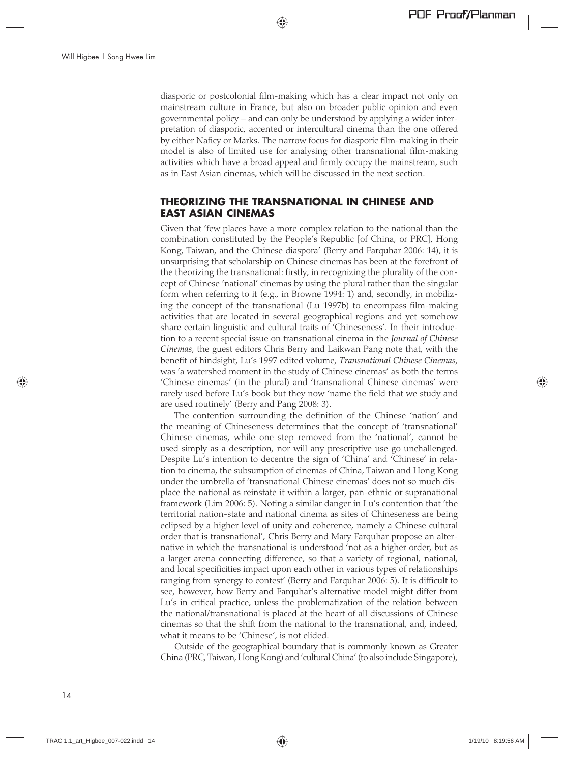diasporic or postcolonial film-making which has a clear impact not only on mainstream culture in France, but also on broader public opinion and even governmental policy – and can only be understood by applying a wider interpretation of diasporic, accented or intercultural cinema than the one offered by either Naficy or Marks. The narrow focus for diasporic film-making in their model is also of limited use for analysing other transnational film-making activities which have a broad appeal and firmly occupy the mainstream, such as in East Asian cinemas, which will be discussed in the next section.

## THEORIZING THE TRANSNATIONAL IN CHINESE AND EAST ASIAN CINEMAS

Given that 'few places have a more complex relation to the national than the combination constituted by the People's Republic [of China, or PRC], Hong Kong, Taiwan, and the Chinese diaspora' (Berry and Farquhar 2006: 14), it is unsurprising that scholarship on Chinese cinemas has been at the forefront of the theorizing the transnational: firstly, in recognizing the plurality of the concept of Chinese 'national' cinemas by using the plural rather than the singular form when referring to it (e.g., in Browne 1994: 1) and, secondly, in mobilizing the concept of the transnational (Lu 1997b) to encompass film-making activities that are located in several geographical regions and yet somehow share certain linguistic and cultural traits of 'Chineseness'. In their introduction to a recent special issue on transnational cinema in the *Journal of Chinese Cinemas*, the guest editors Chris Berry and Laikwan Pang note that, with the benefit of hindsight, Lu's 1997 edited volume, *Transnational Chinese Cinemas*, was 'a watershed moment in the study of Chinese cinemas' as both the terms 'Chinese cinemas' (in the plural) and 'transnational Chinese cinemas' were rarely used before Lu's book but they now 'name the field that we study and are used routinely' (Berry and Pang 2008: 3).

The contention surrounding the definition of the Chinese 'nation' and the meaning of Chineseness determines that the concept of 'transnational' Chinese cinemas, while one step removed from the 'national', cannot be used simply as a description, nor will any prescriptive use go unchallenged. Despite Lu's intention to decentre the sign of 'China' and 'Chinese' in relation to cinema, the subsumption of cinemas of China, Taiwan and Hong Kong under the umbrella of 'transnational Chinese cinemas' does not so much displace the national as reinstate it within a larger, pan-ethnic or supranational framework (Lim 2006: 5). Noting a similar danger in Lu's contention that 'the territorial nation-state and national cinema as sites of Chineseness are being eclipsed by a higher level of unity and coherence, namely a Chinese cultural order that is transnational', Chris Berry and Mary Farquhar propose an alternative in which the transnational is understood 'not as a higher order, but as a larger arena connecting difference, so that a variety of regional, national, and local specificities impact upon each other in various types of relationships ranging from synergy to contest' (Berry and Farquhar 2006: 5). It is difficult to see, however, how Berry and Farquhar's alternative model might differ from Lu's in critical practice, unless the problematization of the relation between the national/transnational is placed at the heart of all discussions of Chinese cinemas so that the shift from the national to the transnational, and, indeed, what it means to be 'Chinese', is not elided.

Outside of the geographical boundary that is commonly known as Greater China (PRC, Taiwan, Hong Kong) and 'cultural China' (to also include Singapore),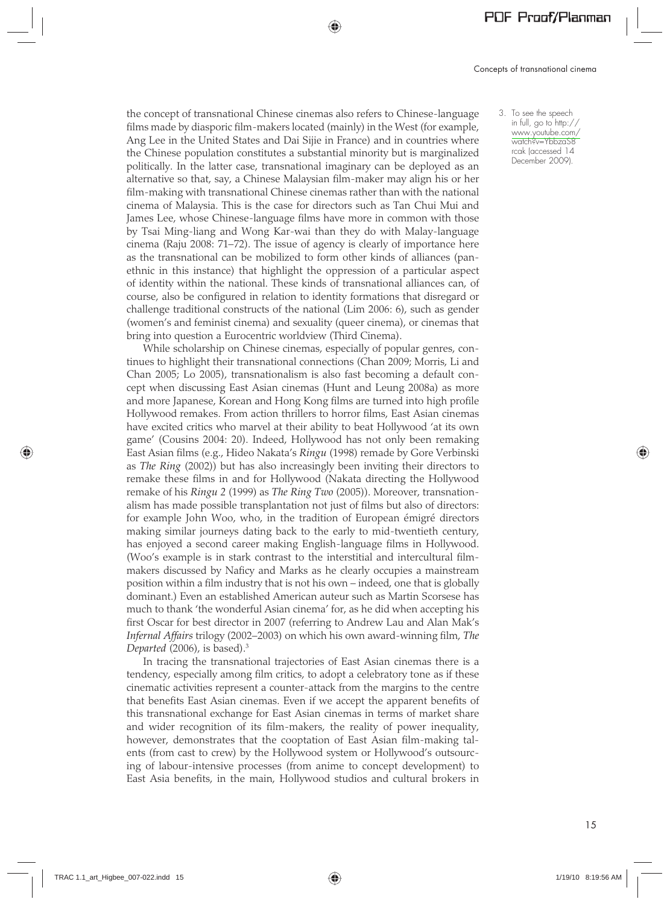the concept of transnational Chinese cinemas also refers to Chinese-language films made by diasporic film-makers located (mainly) in the West (for example, Ang Lee in the United States and Dai Sijie in France) and in countries where the Chinese population constitutes a substantial minority but is marginalized politically. In the latter case, transnational imaginary can be deployed as an alternative so that, say, a Chinese Malaysian film-maker may align his or her film-making with transnational Chinese cinemas rather than with the national cinema of Malaysia. This is the case for directors such as Tan Chui Mui and James Lee, whose Chinese-language films have more in common with those by Tsai Ming-liang and Wong Kar-wai than they do with Malay-language cinema (Raju 2008: 71–72). The issue of agency is clearly of importance here as the transnational can be mobilized to form other kinds of alliances (pan-ethnic in this instance) that highlight the oppression of a particular aspect of identity within the national. These kinds of transnational alliances can, of course, also be configured in relation to identity formations that disregard or challenge traditional constructs of the national (Lim 2006: 6), such as gender (women's and feminist cinema) and sexuality (queer cinema), or cinemas that bring into question a Eurocentric worldview (Third Cinema).

While scholarship on Chinese cinemas, especially of popular genres, continues to highlight their transnational connections (Chan 2009; Morris, Li and Chan 2005; Lo 2005), transnationalism is also fast becoming a default concept when discussing East Asian cinemas (Hunt and Leung 2008a) as more and more Japanese, Korean and Hong Kong films are turned into high profile Hollywood remakes. From action thrillers to horror films, East Asian cinemas have excited critics who marvel at their ability to beat Hollywood 'at its own game' (Cousins 2004: 20). Indeed, Hollywood has not only been remaking East Asian films (e.g., Hideo Nakata's *Ringu* (1998) remade by Gore Verbinski as *The Ring* (2002)) but has also increasingly been inviting their directors to remake these films in and for Hollywood (Nakata directing the Hollywood remake of his *Ringu 2* (1999) as *The Ring Two* (2005)). Moreover, transnationalism has made possible transplantation not just of films but also of directors: for example John Woo, who, in the tradition of European émigré directors making similar journeys dating back to the early to mid-twentieth century, has enjoyed a second career making English-language films in Hollywood. (Woo's example is in stark contrast to the interstitial and intercultural film-makers discussed by Naficy and Marks as he clearly occupies a mainstream position within a film industry that is not his own – indeed, one that is globally dominant.) Even an established American auteur such as Martin Scorsese has much to thank 'the wonderful Asian cinema' for, as he did when accepting his first Oscar for best director in 2007 (referring to Andrew Lau and Alan Mak's *Infernal Affairs* trilogy (2002–2003) on which his own award-winning film, *The Departed* (2006), is based).[3]

In tracing the transnational trajectories of East Asian cinemas there is a tendency, especially among film critics, to adopt a celebratory tone as if these cinematic activities represent a counter-attack from the margins to the centre that benefits East Asian cinemas. Even if we accept the apparent benefits of this transnational exchange for East Asian cinemas in terms of market share and wider recognition of its film-makers, the reality of power inequality, however, demonstrates that the cooptation of East Asian film-making talents (from cast to crew) by the Hollywood system or Hollywood's outsourcing of labour-intensive processes (from anime to concept development) to East Asia benefits, in the main, Hollywood studios and cultural brokers in

3. To see the speech in full, go to http://www.youtube.com/watch?v=YbbzaS8rcak (accessed 14 December 2009).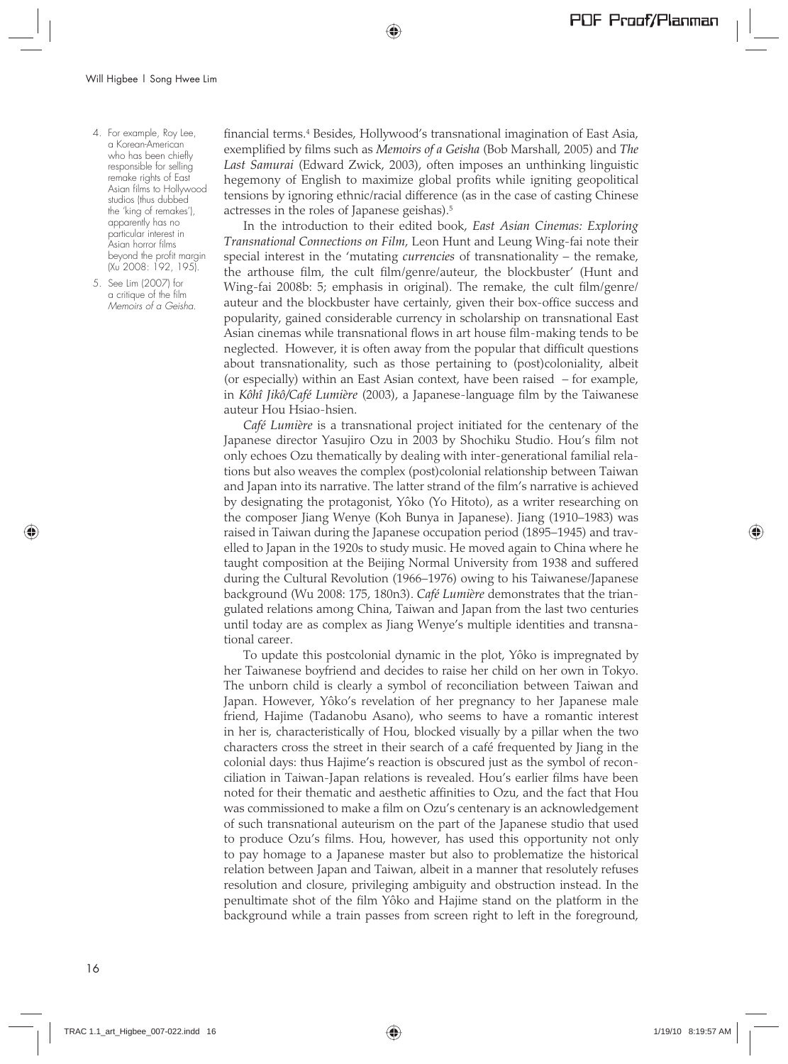financial terms.[4] Besides, Hollywood's transnational imagination of East Asia, exemplified by films such as *Memoirs of a Geisha* (Bob Marshall, 2005) and *The Last Samurai* (Edward Zwick, 2003), often imposes an unthinking linguistic hegemony of English to maximize global profits while igniting geopolitical tensions by ignoring ethnic/racial difference (as in the case of casting Chinese actresses in the roles of Japanese geishas).[5]

In the introduction to their edited book, *East Asian Cinemas: Exploring Transnational Connections on Film*, Leon Hunt and Leung Wing-fai note their special interest in the 'mutating *currencies* of transnationality – the remake, the arthouse film, the cult film/genre/auteur, the blockbuster' (Hunt and Wing-fai 2008b: 5; emphasis in original). The remake, the cult film/genre/auteur and the blockbuster have certainly, given their box-office success and popularity, gained considerable currency in scholarship on transnational East Asian cinemas while transnational flows in art house film-making tends to be neglected. However, it is often away from the popular that difficult questions about transnationality, such as those pertaining to (post)coloniality, albeit (or especially) within an East Asian context, have been raised – for example, in *Kôhî Jikô/Café Lumière* (2003), a Japanese-language film by the Taiwanese auteur Hou Hsiao-hsien.

*Café Lumière* is a transnational project initiated for the centenary of the Japanese director Yasujiro Ozu in 2003 by Shochiku Studio. Hou's film not only echoes Ozu thematically by dealing with inter-generational familial relations but also weaves the complex (post)colonial relationship between Taiwan and Japan into its narrative. The latter strand of the film's narrative is achieved by designating the protagonist, Yôko (Yo Hitoto), as a writer researching on the composer Jiang Wenye (Koh Bunya in Japanese). Jiang (1910–1983) was raised in Taiwan during the Japanese occupation period (1895–1945) and travelled to Japan in the 1920s to study music. He moved again to China where he taught composition at the Beijing Normal University from 1938 and suffered during the Cultural Revolution (1966–1976) owing to his Taiwanese/Japanese background (Wu 2008: 175, 180n3). *Café Lumière* demonstrates that the triangulated relations among China, Taiwan and Japan from the last two centuries until today are as complex as Jiang Wenye's multiple identities and transnational career.

To update this postcolonial dynamic in the plot, Yôko is impregnated by her Taiwanese boyfriend and decides to raise her child on her own in Tokyo. The unborn child is clearly a symbol of reconciliation between Taiwan and Japan. However, Yôko's revelation of her pregnancy to her Japanese male friend, Hajime (Tadanobu Asano), who seems to have a romantic interest in her is, characteristically of Hou, blocked visually by a pillar when the two characters cross the street in their search of a café frequented by Jiang in the colonial days: thus Hajime's reaction is obscured just as the symbol of reconciliation in Taiwan-Japan relations is revealed. Hou's earlier films have been noted for their thematic and aesthetic affinities to Ozu, and the fact that Hou was commissioned to make a film on Ozu's centenary is an acknowledgement of such transnational auteurism on the part of the Japanese studio that used to produce Ozu's films. Hou, however, has used this opportunity not only to pay homage to a Japanese master but also to problematize the historical relation between Japan and Taiwan, albeit in a manner that resolutely refuses resolution and closure, privileging ambiguity and obstruction instead. In the penultimate shot of the film Yôko and Hajime stand on the platform in the background while a train passes from screen right to left in the foreground,

4. For example, Roy Lee, a Korean-American who has been chiefly responsible for selling remake rights of East Asian films to Hollywood studios (thus dubbed the 'king of remakes'), apparently has no particular interest in Asian horror films beyond the profit margin (Xu 2008: 192, 195).

5. See Lim (2007) for a critique of the film *Memoirs of a Geisha*.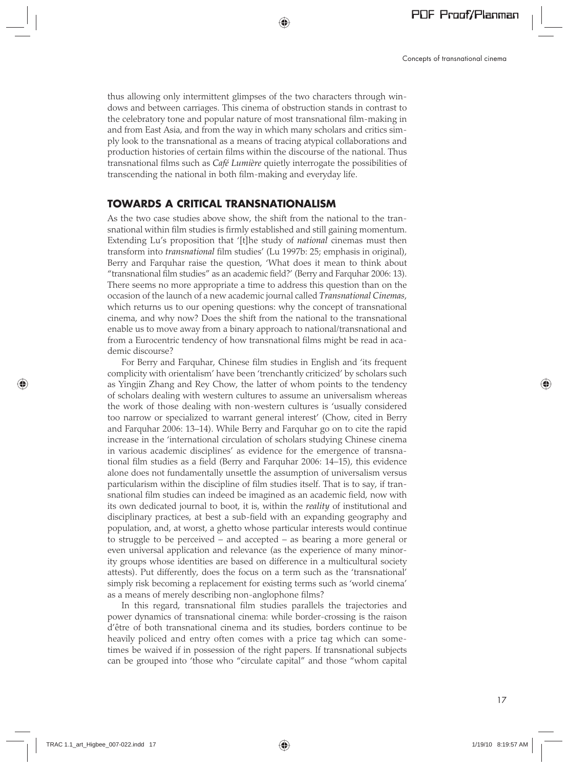thus allowing only intermittent glimpses of the two characters through windows and between carriages. This cinema of obstruction stands in contrast to the celebratory tone and popular nature of most transnational film-making in and from East Asia, and from the way in which many scholars and critics simply look to the transnational as a means of tracing atypical collaborations and production histories of certain films within the discourse of the national. Thus transnational films such as *Café Lumière* quietly interrogate the possibilities of transcending the national in both film-making and everyday life.

## TOWARDS A CRITICAL TRANSNATIONALISM

As the two case studies above show, the shift from the national to the transnational within film studies is firmly established and still gaining momentum. Extending Lu's proposition that '[t]he study of *national* cinemas must then transform into *transnational* film studies' (Lu 1997b: 25; emphasis in original), Berry and Farquhar raise the question, 'What does it mean to think about "transnational film studies" as an academic field?' (Berry and Farquhar 2006: 13). There seems no more appropriate a time to address this question than on the occasion of the launch of a new academic journal called *Transnational Cinemas*, which returns us to our opening questions: why the concept of transnational cinema, and why now? Does the shift from the national to the transnational enable us to move away from a binary approach to national/transnational and from a Eurocentric tendency of how transnational films might be read in academic discourse?

For Berry and Farquhar, Chinese film studies in English and 'its frequent complicity with orientalism' have been 'trenchantly criticized' by scholars such as Yingjin Zhang and Rey Chow, the latter of whom points to the tendency of scholars dealing with western cultures to assume an universalism whereas the work of those dealing with non-western cultures is 'usually considered too narrow or specialized to warrant general interest' (Chow, cited in Berry and Farquhar 2006: 13–14). While Berry and Farquhar go on to cite the rapid increase in the 'international circulation of scholars studying Chinese cinema in various academic disciplines' as evidence for the emergence of transnational film studies as a field (Berry and Farquhar 2006: 14–15), this evidence alone does not fundamentally unsettle the assumption of universalism versus particularism within the discipline of film studies itself. That is to say, if transnational film studies can indeed be imagined as an academic field, now with its own dedicated journal to boot, it is, within the *reality* of institutional and disciplinary practices, at best a sub-field with an expanding geography and population, and, at worst, a ghetto whose particular interests would continue to struggle to be perceived – and accepted – as bearing a more general or even universal application and relevance (as the experience of many minority groups whose identities are based on difference in a multicultural society attests). Put differently, does the focus on a term such as the 'transnational' simply risk becoming a replacement for existing terms such as 'world cinema' as a means of merely describing non-anglophone films?

In this regard, transnational film studies parallels the trajectories and power dynamics of transnational cinema: while border-crossing is the raison d'être of both transnational cinema and its studies, borders continue to be heavily policed and entry often comes with a price tag which can sometimes be waived if in possession of the right papers. If transnational subjects can be grouped into 'those who "circulate capital" and those "whom capital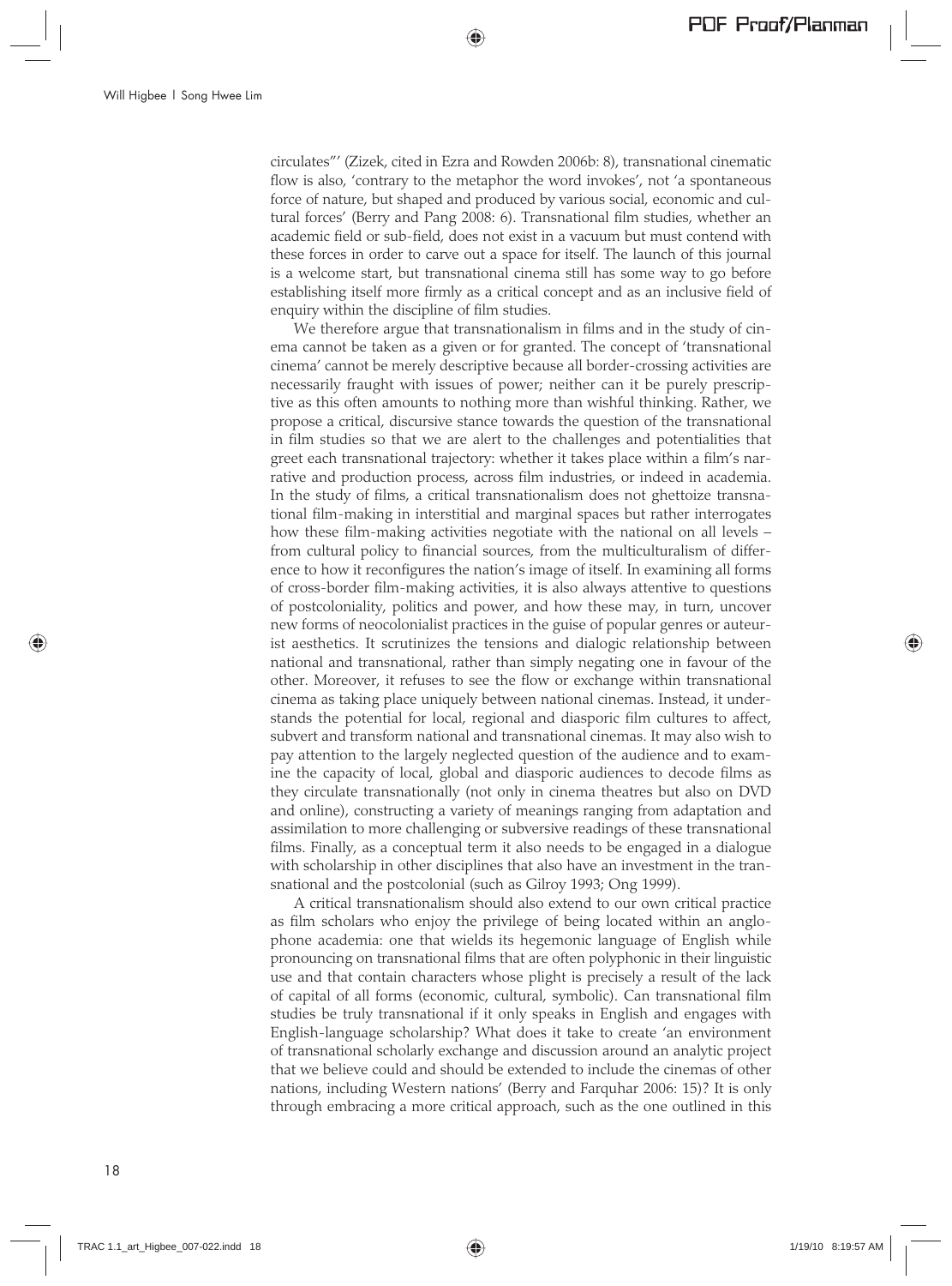circulates"' (Zizek, cited in Ezra and Rowden 2006b: 8), transnational cinematic flow is also, 'contrary to the metaphor the word invokes', not 'a spontaneous force of nature, but shaped and produced by various social, economic and cultural forces' (Berry and Pang 2008: 6). Transnational film studies, whether an academic field or sub-field, does not exist in a vacuum but must contend with these forces in order to carve out a space for itself. The launch of this journal is a welcome start, but transnational cinema still has some way to go before establishing itself more firmly as a critical concept and as an inclusive field of enquiry within the discipline of film studies.

We therefore argue that transnationalism in films and in the study of cinema cannot be taken as a given or for granted. The concept of 'transnational cinema' cannot be merely descriptive because all border-crossing activities are necessarily fraught with issues of power; neither can it be purely prescriptive as this often amounts to nothing more than wishful thinking. Rather, we propose a critical, discursive stance towards the question of the transnational in film studies so that we are alert to the challenges and potentialities that greet each transnational trajectory: whether it takes place within a film's narrative and production process, across film industries, or indeed in academia. In the study of films, a critical transnationalism does not ghettoize transnational film-making in interstitial and marginal spaces but rather interrogates how these film-making activities negotiate with the national on all levels – from cultural policy to financial sources, from the multiculturalism of difference to how it reconfigures the nation's image of itself. In examining all forms of cross-border film-making activities, it is also always attentive to questions of postcoloniality, politics and power, and how these may, in turn, uncover new forms of neocolonialist practices in the guise of popular genres or auteurist aesthetics. It scrutinizes the tensions and dialogic relationship between national and transnational, rather than simply negating one in favour of the other. Moreover, it refuses to see the flow or exchange within transnational cinema as taking place uniquely between national cinemas. Instead, it understands the potential for local, regional and diasporic film cultures to affect, subvert and transform national and transnational cinemas. It may also wish to pay attention to the largely neglected question of the audience and to examine the capacity of local, global and diasporic audiences to decode films as they circulate transnationally (not only in cinema theatres but also on DVD and online), constructing a variety of meanings ranging from adaptation and assimilation to more challenging or subversive readings of these transnational films. Finally, as a conceptual term it also needs to be engaged in a dialogue with scholarship in other disciplines that also have an investment in the transnational and the postcolonial (such as Gilroy 1993; Ong 1999).

A critical transnationalism should also extend to our own critical practice as film scholars who enjoy the privilege of being located within an anglophone academia: one that wields its hegemonic language of English while pronouncing on transnational films that are often polyphonic in their linguistic use and that contain characters whose plight is precisely a result of the lack of capital of all forms (economic, cultural, symbolic). Can transnational film studies be truly transnational if it only speaks in English and engages with English-language scholarship? What does it take to create 'an environment of transnational scholarly exchange and discussion around an analytic project that we believe could and should be extended to include the cinemas of other nations, including Western nations' (Berry and Farquhar 2006: 15)? It is only through embracing a more critical approach, such as the one outlined in this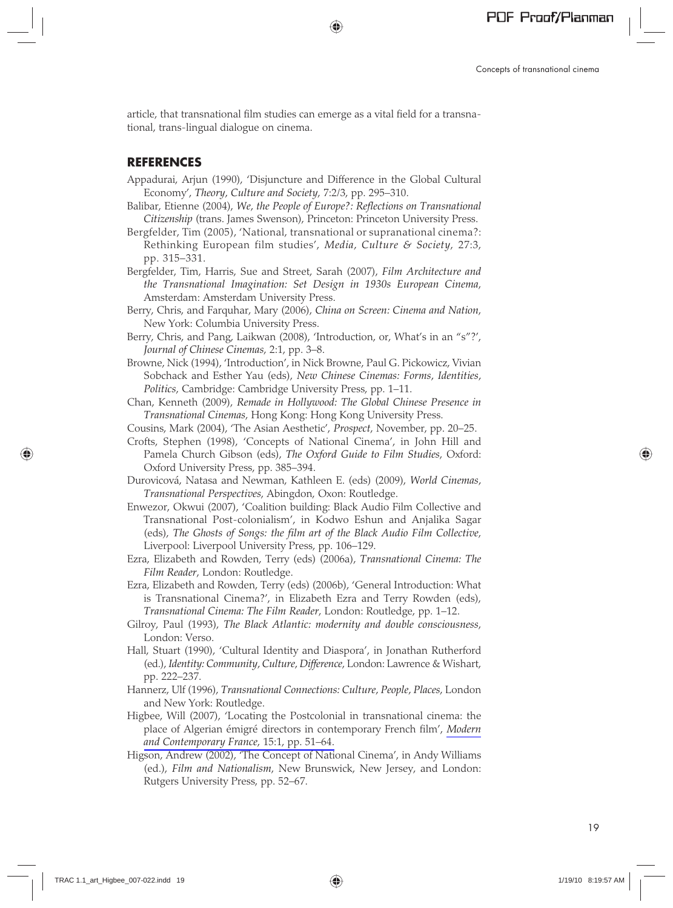article, that transnational film studies can emerge as a vital field for a transnational, trans-lingual dialogue on cinema.

## REFERENCES

Appadurai, Arjun (1990), 'Disjuncture and Difference in the Global Cultural Economy', *Theory, Culture and Society*, 7:2/3, pp. 295–310.

Balibar, Etienne (2004), *We, the People of Europe?: Reflections on Transnational Citizenship* (trans. James Swenson), Princeton: Princeton University Press.

Bergfelder, Tim (2005), 'National, transnational or supranational cinema?: Rethinking European film studies', *Media, Culture & Society*, 27:3, pp. 315–331.

Bergfelder, Tim, Harris, Sue and Street, Sarah (2007), *Film Architecture and the Transnational Imagination: Set Design in 1930s European Cinema*, Amsterdam: Amsterdam University Press.

Berry, Chris, and Farquhar, Mary (2006), *China on Screen: Cinema and Nation*, New York: Columbia University Press.

Berry, Chris, and Pang, Laikwan (2008), 'Introduction, or, What's in an "s"?', *Journal of Chinese Cinemas*, 2:1, pp. 3–8.

Browne, Nick (1994), 'Introduction', in Nick Browne, Paul G. Pickowicz, Vivian Sobchack and Esther Yau (eds), *New Chinese Cinemas: Forms, Identities, Politics*, Cambridge: Cambridge University Press, pp. 1–11.

Chan, Kenneth (2009), *Remade in Hollywood: The Global Chinese Presence in Transnational Cinemas*, Hong Kong: Hong Kong University Press.

Cousins, Mark (2004), 'The Asian Aesthetic', *Prospect*, November, pp. 20–25.

Crofts, Stephen (1998), 'Concepts of National Cinema', in John Hill and Pamela Church Gibson (eds), *The Oxford Guide to Film Studies*, Oxford: Oxford University Press, pp. 385–394.

Durovicová, Natasa and Newman, Kathleen E. (eds) (2009), *World Cinemas, Transnational Perspectives*, Abingdon, Oxon: Routledge.

Enwezor, Okwui (2007), 'Coalition building: Black Audio Film Collective and Transnational Post-colonialism', in Kodwo Eshun and Anjalika Sagar (eds), *The Ghosts of Songs: the film art of the Black Audio Film Collective*, Liverpool: Liverpool University Press, pp. 106–129.

Ezra, Elizabeth and Rowden, Terry (eds) (2006a), *Transnational Cinema: The Film Reader*, London: Routledge.

Ezra, Elizabeth and Rowden, Terry (eds) (2006b), 'General Introduction: What is Transnational Cinema?', in Elizabeth Ezra and Terry Rowden (eds), *Transnational Cinema: The Film Reader*, London: Routledge, pp. 1–12.

Gilroy, Paul (1993), *The Black Atlantic: modernity and double consciousness*, London: Verso.

Hall, Stuart (1990), 'Cultural Identity and Diaspora', in Jonathan Rutherford (ed.), *Identity: Community, Culture, Difference*, London: Lawrence & Wishart, pp. 222–237.

Hannerz, Ulf (1996), *Transnational Connections: Culture, People, Places*, London and New York: Routledge.

Higbee, Will (2007), 'Locating the Postcolonial in transnational cinema: the place of Algerian émigré directors in contemporary French film', *Modern and Contemporary France*, 15:1, pp. 51–64.

Higson, Andrew (2002), 'The Concept of National Cinema', in Andy Williams (ed.), *Film and Nationalism*, New Brunswick, New Jersey, and London: Rutgers University Press, pp. 52–67.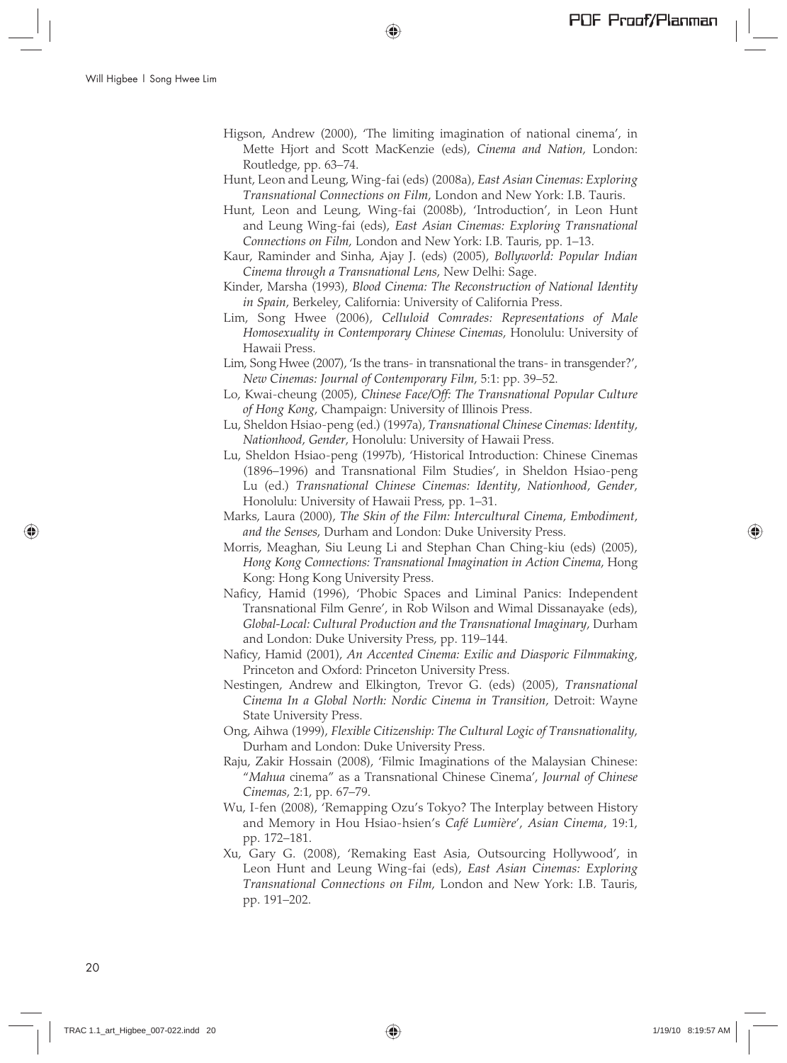Higson, Andrew (2000), 'The limiting imagination of national cinema', in Mette Hjort and Scott MacKenzie (eds), *Cinema and Nation*, London: Routledge, pp. 63–74.

Hunt, Leon and Leung, Wing-fai (eds) (2008a), *East Asian Cinemas: Exploring Transnational Connections on Film*, London and New York: I.B. Tauris.

Hunt, Leon and Leung, Wing-fai (2008b), 'Introduction', in Leon Hunt and Leung Wing-fai (eds), *East Asian Cinemas: Exploring Transnational Connections on Film*, London and New York: I.B. Tauris, pp. 1–13.

Kaur, Raminder and Sinha, Ajay J. (eds) (2005), *Bollyworld: Popular Indian Cinema through a Transnational Lens*, New Delhi: Sage.

Kinder, Marsha (1993), *Blood Cinema: The Reconstruction of National Identity in Spain*, Berkeley, California: University of California Press.

Lim, Song Hwee (2006), *Celluloid Comrades: Representations of Male Homosexuality in Contemporary Chinese Cinemas*, Honolulu: University of Hawaii Press.

Lim, Song Hwee (2007), 'Is the trans- in transnational the trans- in transgender?', *New Cinemas: Journal of Contemporary Film*, 5:1: pp. 39–52.

Lo, Kwai-cheung (2005), *Chinese Face/Off: The Transnational Popular Culture of Hong Kong*, Champaign: University of Illinois Press.

Lu, Sheldon Hsiao-peng (ed.) (1997a), *Transnational Chinese Cinemas: Identity, Nationhood, Gender*, Honolulu: University of Hawaii Press.

Lu, Sheldon Hsiao-peng (1997b), 'Historical Introduction: Chinese Cinemas (1896–1996) and Transnational Film Studies', in Sheldon Hsiao-peng Lu (ed.) *Transnational Chinese Cinemas: Identity, Nationhood, Gender*, Honolulu: University of Hawaii Press, pp. 1–31.

Marks, Laura (2000), *The Skin of the Film: Intercultural Cinema, Embodiment, and the Senses*, Durham and London: Duke University Press.

Morris, Meaghan, Siu Leung Li and Stephan Chan Ching-kiu (eds) (2005), *Hong Kong Connections: Transnational Imagination in Action Cinema*, Hong Kong: Hong Kong University Press.

Naficy, Hamid (1996), 'Phobic Spaces and Liminal Panics: Independent Transnational Film Genre', in Rob Wilson and Wimal Dissanayake (eds), *Global-Local: Cultural Production and the Transnational Imaginary*, Durham and London: Duke University Press, pp. 119–144.

Naficy, Hamid (2001), *An Accented Cinema: Exilic and Diasporic Filmmaking*, Princeton and Oxford: Princeton University Press.

Nestingen, Andrew and Elkington, Trevor G. (eds) (2005), *Transnational Cinema In a Global North: Nordic Cinema in Transition*, Detroit: Wayne State University Press.

Ong, Aihwa (1999), *Flexible Citizenship: The Cultural Logic of Transnationality*, Durham and London: Duke University Press.

Raju, Zakir Hossain (2008), 'Filmic Imaginations of the Malaysian Chinese: "*Mahua* cinema" as a Transnational Chinese Cinema', *Journal of Chinese Cinemas*, 2:1, pp. 67–79.

Wu, I-fen (2008), 'Remapping Ozu's Tokyo? The Interplay between History and Memory in Hou Hsiao-hsien's *Café Lumière*', *Asian Cinema*, 19:1, pp. 172–181.

Xu, Gary G. (2008), 'Remaking East Asia, Outsourcing Hollywood', in Leon Hunt and Leung Wing-fai (eds), *East Asian Cinemas: Exploring Transnational Connections on Film*, London and New York: I.B. Tauris, pp. 191–202.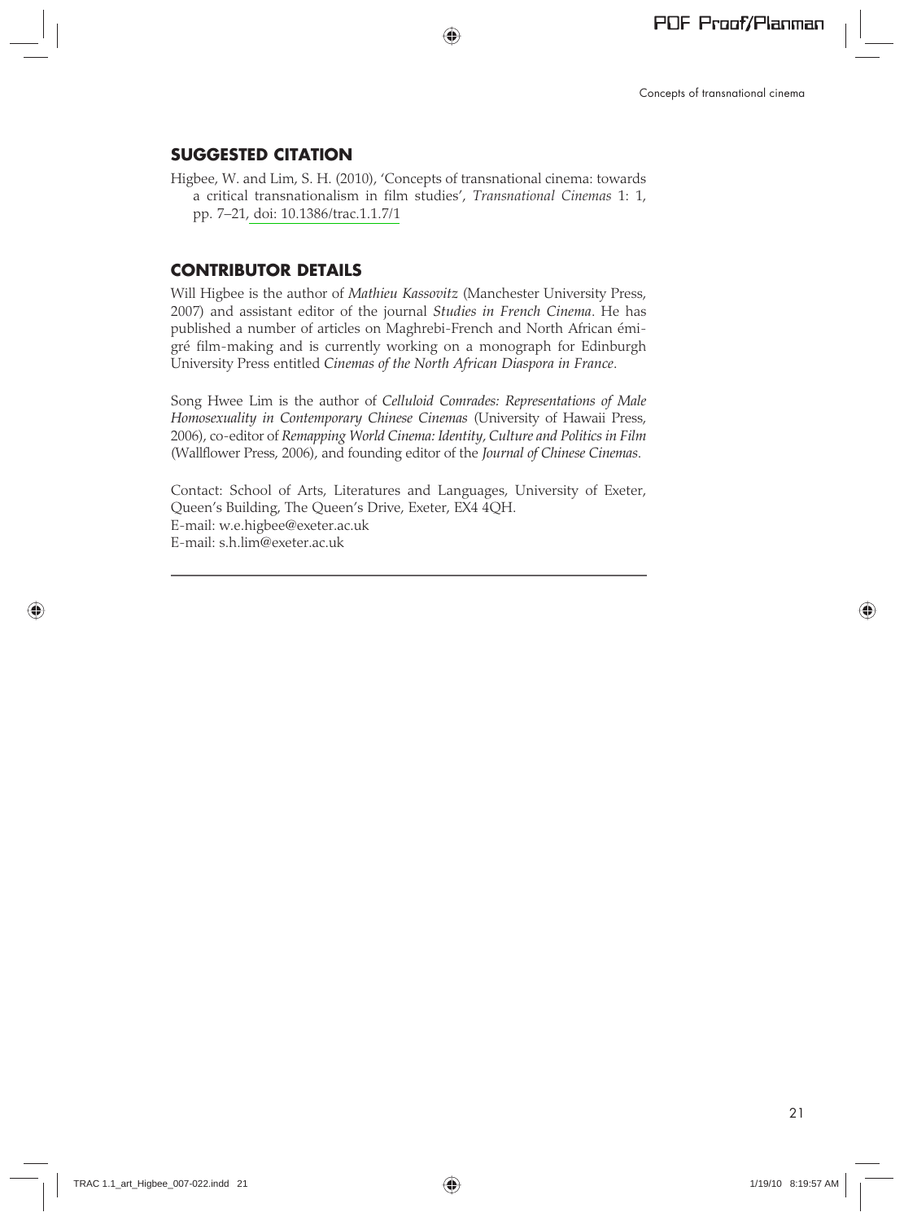## SUGGESTED CITATION

Higbee, W. and Lim, S. H. (2010), 'Concepts of transnational cinema: towards a critical transnationalism in film studies', *Transnational Cinemas* 1: 1, pp. 7–21, doi: 10.1386/trac.1.1.7/1

## CONTRIBUTOR DETAILS

Will Higbee is the author of *Mathieu Kassovitz* (Manchester University Press, 2007) and assistant editor of the journal *Studies in French Cinema*. He has published a number of articles on Maghrebi-French and North African émigré film-making and is currently working on a monograph for Edinburgh University Press entitled *Cinemas of the North African Diaspora in France*.

Song Hwee Lim is the author of *Celluloid Comrades: Representations of Male Homosexuality in Contemporary Chinese Cinemas* (University of Hawaii Press, 2006), co-editor of *Remapping World Cinema: Identity, Culture and Politics in Film* (Wallflower Press, 2006), and founding editor of the *Journal of Chinese Cinemas*.

Contact: School of Arts, Literatures and Languages, University of Exeter, Queen's Building, The Queen's Drive, Exeter, EX4 4QH.
E-mail: w.e.higbee@exeter.ac.uk
E-mail: s.h.lim@exeter.ac.uk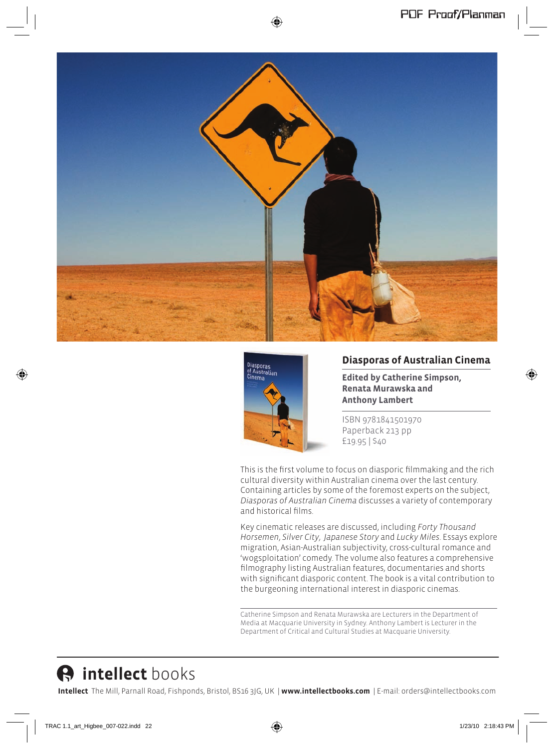## Diasporas of Australian Cinema

**Edited by Catherine Simpson, Renata Murawska and Anthony Lambert**

ISBN 9781841501970
Paperback 213 pp
£19.95 | $40

This is the first volume to focus on diasporic filmmaking and the rich cultural diversity within Australian cinema over the last century. Containing articles by some of the foremost experts on the subject, *Diasporas of Australian Cinema* discusses a variety of contemporary and historical films.

Key cinematic releases are discussed, including *Forty Thousand Horsemen*, *Silver City*, *Japanese Story* and *Lucky Miles*. Essays explore migration, Asian-Australian subjectivity, cross-cultural romance and 'wogsploitation' comedy. The volume also features a comprehensive filmography listing Australian features, documentaries and shorts with significant diasporic content. The book is a vital contribution to the burgeoning international interest in diasporic cinemas.

Catherine Simpson and Renata Murawska are Lecturers in the Department of Media at Macquarie University in Sydney. Anthony Lambert is Lecturer in the Department of Critical and Cultural Studies at Macquarie University.

**intellect** books

**Intellect** The Mill, Parnall Road, Fishponds, Bristol, BS16 3JG, UK | **www.intellectbooks.com** | E-mail: orders@intellectbooks.com